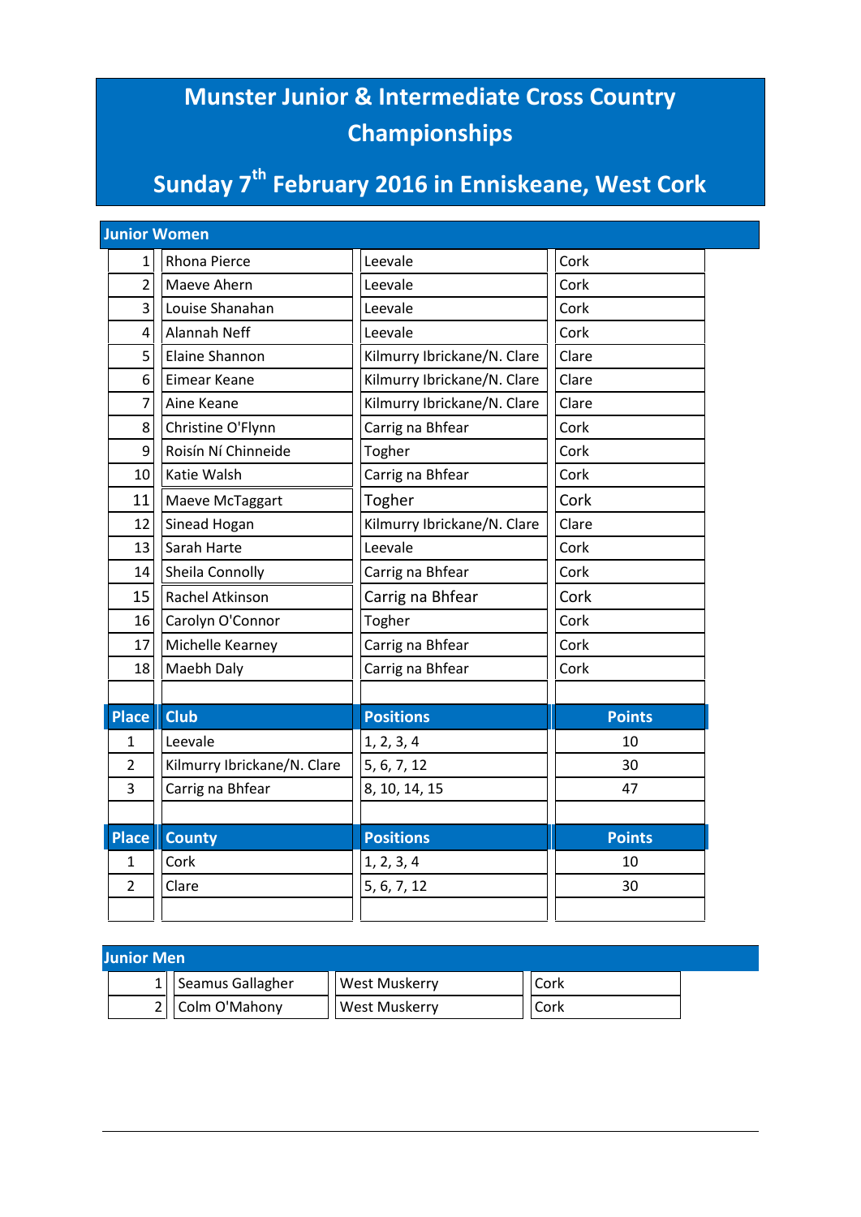# Munster Junior & Intermediate Cross Country Championships

# Sunday 7th February 2016 in Enniskeane, West Cork

## Junior Women

| | | | |
|---|---|---|---|
| 1 | Rhona Pierce | Leevale | Cork |
| 2 | Maeve Ahern | Leevale | Cork |
| 3 | Louise Shanahan | Leevale | Cork |
| 4 | Alannah Neff | Leevale | Cork |
| 5 | Elaine Shannon | Kilmurry Ibrickane/N. Clare | Clare |
| 6 | Eimear Keane | Kilmurry Ibrickane/N. Clare | Clare |
| 7 | Aine Keane | Kilmurry Ibrickane/N. Clare | Clare |
| 8 | Christine O'Flynn | Carrig na Bhfear | Cork |
| 9 | Roisín Ní Chinneide | Togher | Cork |
| 10 | Katie Walsh | Carrig na Bhfear | Cork |
| 11 | Maeve McTaggart | Togher | Cork |
| 12 | Sinead Hogan | Kilmurry Ibrickane/N. Clare | Clare |
| 13 | Sarah Harte | Leevale | Cork |
| 14 | Sheila Connolly | Carrig na Bhfear | Cork |
| 15 | Rachel Atkinson | Carrig na Bhfear | Cork |
| 16 | Carolyn O'Connor | Togher | Cork |
| 17 | Michelle Kearney | Carrig na Bhfear | Cork |
| 18 | Maebh Daly | Carrig na Bhfear | Cork |

| Place | Club | Positions | Points |
|---|---|---|---|
| 1 | Leevale | 1, 2, 3, 4 | 10 |
| 2 | Kilmurry Ibrickane/N. Clare | 5, 6, 7, 12 | 30 |
| 3 | Carrig na Bhfear | 8, 10, 14, 15 | 47 |

| Place | County | Positions | Points |
|---|---|---|---|
| 1 | Cork | 1, 2, 3, 4 | 10 |
| 2 | Clare | 5, 6, 7, 12 | 30 |

## Junior Men

| | | | |
|---|---|---|---|
| 1 | Seamus Gallagher | West Muskerry | Cork |
| 2 | Colm O'Mahony | West Muskerry | Cork |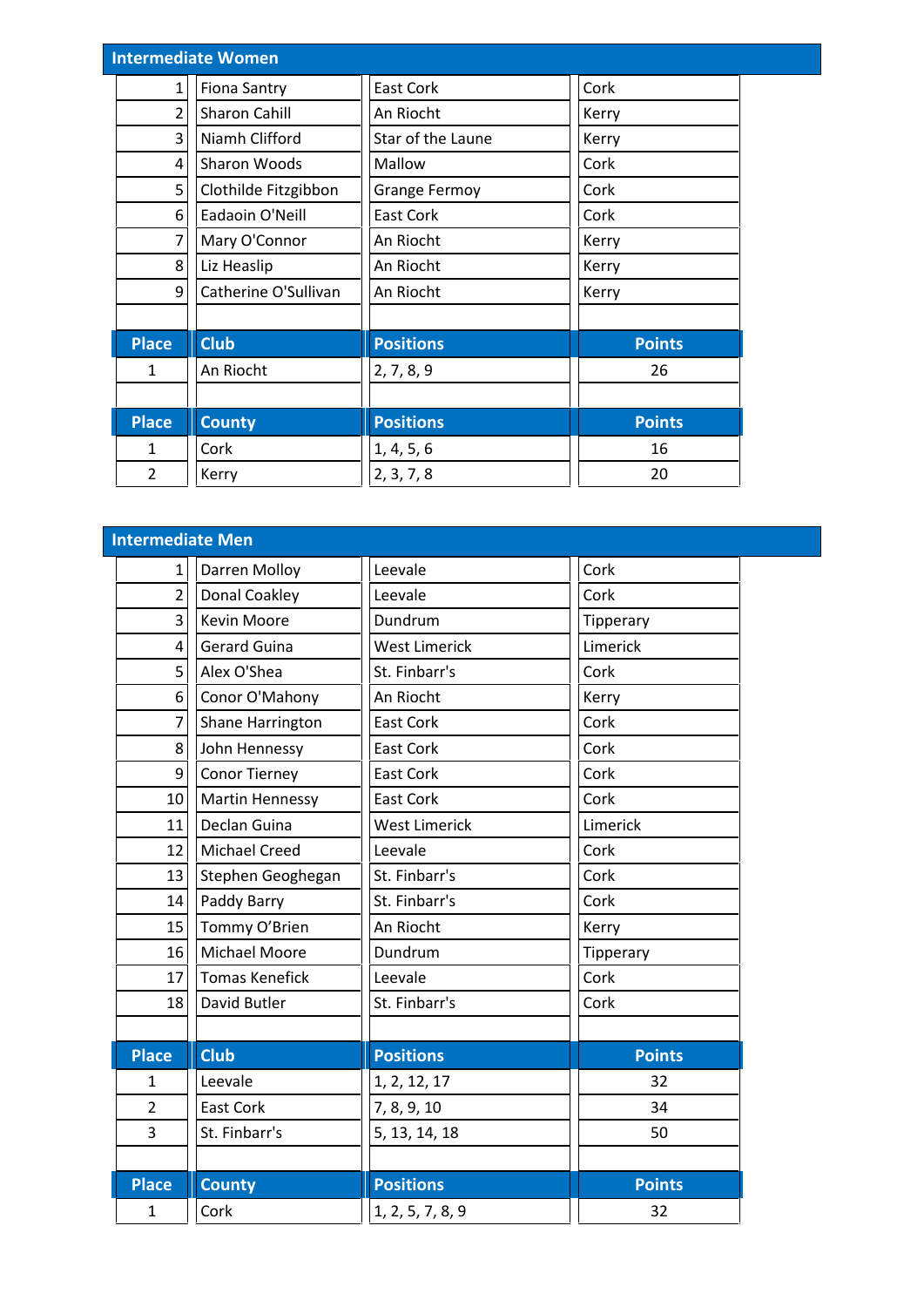## Intermediate Women

| | | | |
|---|---|---|---|
| 1 | Fiona Santry | East Cork | Cork |
| 2 | Sharon Cahill | An Riocht | Kerry |
| 3 | Niamh Clifford | Star of the Laune | Kerry |
| 4 | Sharon Woods | Mallow | Cork |
| 5 | Clothilde Fitzgibbon | Grange Fermoy | Cork |
| 6 | Eadaoin O'Neill | East Cork | Cork |
| 7 | Mary O'Connor | An Riocht | Kerry |
| 8 | Liz Heaslip | An Riocht | Kerry |
| 9 | Catherine O'Sullivan | An Riocht | Kerry |

| Place | Club | Positions | Points |
|---|---|---|---|
| 1 | An Riocht | 2, 7, 8, 9 | 26 |

| Place | County | Positions | Points |
|---|---|---|---|
| 1 | Cork | 1, 4, 5, 6 | 16 |
| 2 | Kerry | 2, 3, 7, 8 | 20 |

## Intermediate Men

| | | | |
|---|---|---|---|
| 1 | Darren Molloy | Leevale | Cork |
| 2 | Donal Coakley | Leevale | Cork |
| 3 | Kevin Moore | Dundrum | Tipperary |
| 4 | Gerard Guina | West Limerick | Limerick |
| 5 | Alex O'Shea | St. Finbarr's | Cork |
| 6 | Conor O'Mahony | An Riocht | Kerry |
| 7 | Shane Harrington | East Cork | Cork |
| 8 | John Hennessy | East Cork | Cork |
| 9 | Conor Tierney | East Cork | Cork |
| 10 | Martin Hennessy | East Cork | Cork |
| 11 | Declan Guina | West Limerick | Limerick |
| 12 | Michael Creed | Leevale | Cork |
| 13 | Stephen Geoghegan | St. Finbarr's | Cork |
| 14 | Paddy Barry | St. Finbarr's | Cork |
| 15 | Tommy O'Brien | An Riocht | Kerry |
| 16 | Michael Moore | Dundrum | Tipperary |
| 17 | Tomas Kenefick | Leevale | Cork |
| 18 | David Butler | St. Finbarr's | Cork |

| Place | Club | Positions | Points |
|---|---|---|---|
| 1 | Leevale | 1, 2, 12, 17 | 32 |
| 2 | East Cork | 7, 8, 9, 10 | 34 |
| 3 | St. Finbarr's | 5, 13, 14, 18 | 50 |

| Place | County | Positions | Points |
|---|---|---|---|
| 1 | Cork | 1, 2, 5, 7, 8, 9 | 32 |